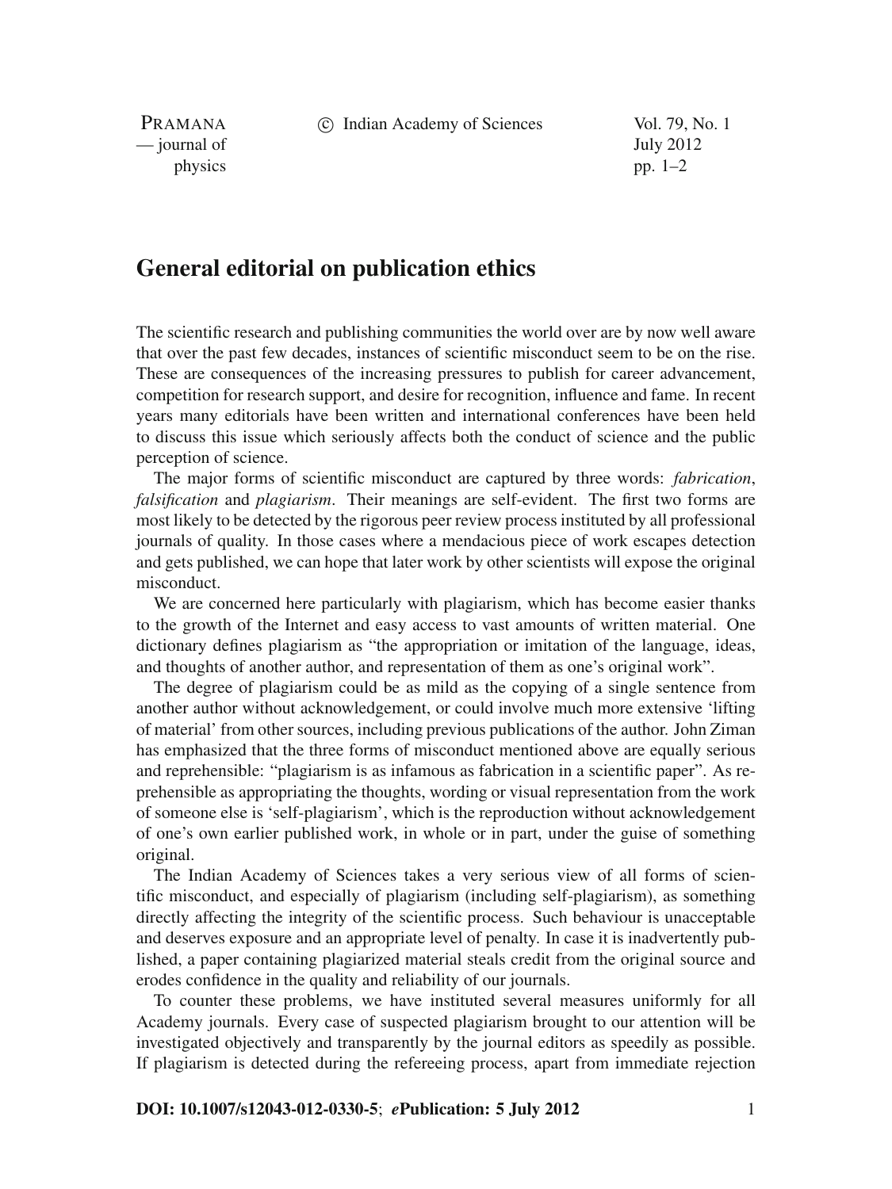# General editorial on publication ethics

The scientific research and publishing communities the world over are by now well aware that over the past few decades, instances of scientific misconduct seem to be on the rise. These are consequences of the increasing pressures to publish for career advancement, competition for research support, and desire for recognition, influence and fame. In recent years many editorials have been written and international conferences have been held to discuss this issue which seriously affects both the conduct of science and the public perception of science.

The major forms of scientific misconduct are captured by three words: *fabrication*, *falsification* and *plagiarism*. Their meanings are self-evident. The first two forms are most likely to be detected by the rigorous peer review process instituted by all professional journals of quality. In those cases where a mendacious piece of work escapes detection and gets published, we can hope that later work by other scientists will expose the original misconduct.

We are concerned here particularly with plagiarism, which has become easier thanks to the growth of the Internet and easy access to vast amounts of written material. One dictionary defines plagiarism as "the appropriation or imitation of the language, ideas, and thoughts of another author, and representation of them as one's original work".

The degree of plagiarism could be as mild as the copying of a single sentence from another author without acknowledgement, or could involve much more extensive 'lifting of material' from other sources, including previous publications of the author. John Ziman has emphasized that the three forms of misconduct mentioned above are equally serious and reprehensible: "plagiarism is as infamous as fabrication in a scientific paper". As reprehensible as appropriating the thoughts, wording or visual representation from the work of someone else is 'self-plagiarism', which is the reproduction without acknowledgement of one's own earlier published work, in whole or in part, under the guise of something original.

The Indian Academy of Sciences takes a very serious view of all forms of scientific misconduct, and especially of plagiarism (including self-plagiarism), as something directly affecting the integrity of the scientific process. Such behaviour is unacceptable and deserves exposure and an appropriate level of penalty. In case it is inadvertently published, a paper containing plagiarized material steals credit from the original source and erodes confidence in the quality and reliability of our journals.

To counter these problems, we have instituted several measures uniformly for all Academy journals. Every case of suspected plagiarism brought to our attention will be investigated objectively and transparently by the journal editors as speedily as possible. If plagiarism is detected during the refereeing process, apart from immediate rejection

**DOI: 10.1007/s12043-012-0330-5**; ***e*Publication: 5 July 2012**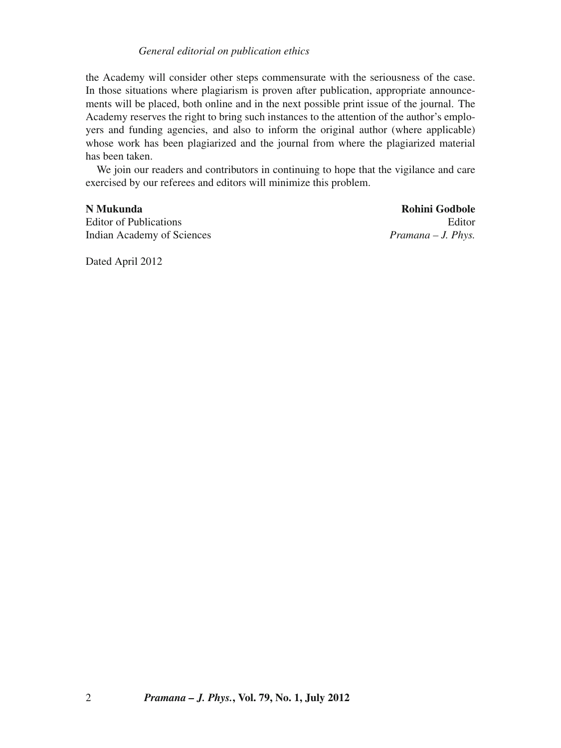the Academy will consider other steps commensurate with the seriousness of the case. In those situations where plagiarism is proven after publication, appropriate announcements will be placed, both online and in the next possible print issue of the journal. The Academy reserves the right to bring such instances to the attention of the author's employers and funding agencies, and also to inform the original author (where applicable) whose work has been plagiarized and the journal from where the plagiarized material has been taken.

We join our readers and contributors in continuing to hope that the vigilance and care exercised by our referees and editors will minimize this problem.

**N Mukunda**
Editor of Publications
Indian Academy of Sciences

**Rohini Godbole**
Editor
*Pramana – J. Phys.*

Dated April 2012